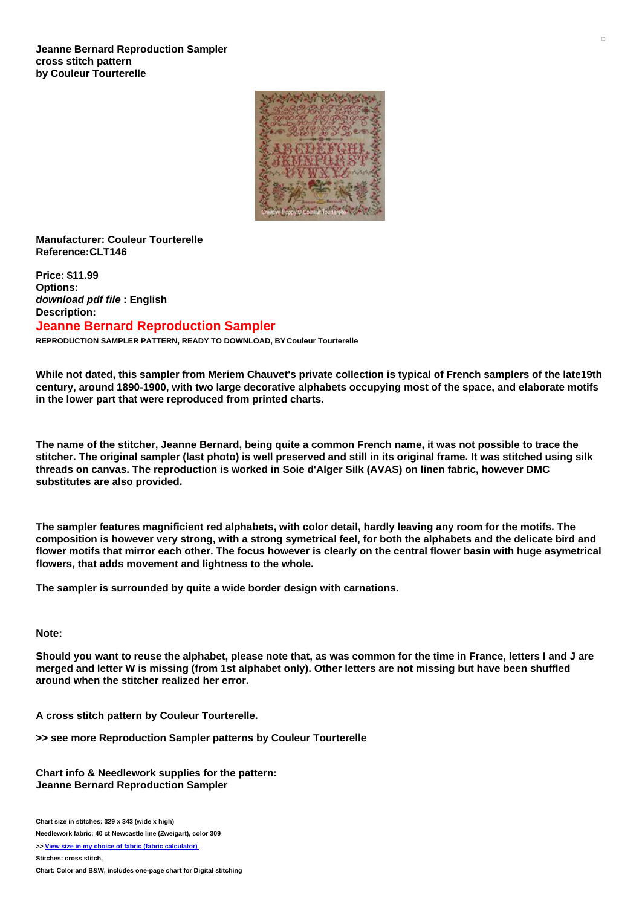**Jeanne Bernard Reproduction Sampler cross stitch pattern by Couleur Tourterelle**

**Manufacturer: Couleur Tourterelle**
**Reference:CLT146**

**Price: $11.99**
**Options:**
***download pdf file* : English**
**Description:**

## Jeanne Bernard Reproduction Sampler

**REPRODUCTION SAMPLER PATTERN, READY TO DOWNLOAD, BY Couleur Tourterelle**

**While not dated, this sampler from Meriem Chauvet's private collection is typical of French samplers of the late19th century, around 1890-1900, with two large decorative alphabets occupying most of the space, and elaborate motifs in the lower part that were reproduced from printed charts.**

**The name of the stitcher, Jeanne Bernard, being quite a common French name, it was not possible to trace the stitcher. The original sampler (last photo) is well preserved and still in its original frame. It was stitched using silk threads on canvas. The reproduction is worked in Soie d'Alger Silk (AVAS) on linen fabric, however DMC substitutes are also provided.**

**The sampler features magnificient red alphabets, with color detail, hardly leaving any room for the motifs. The composition is however very strong, with a strong symetrical feel, for both the alphabets and the delicate bird and flower motifs that mirror each other. The focus however is clearly on the central flower basin with huge asymetrical flowers, that adds movement and lightness to the whole.**

**The sampler is surrounded by quite a wide border design with carnations.**

**Note:**

**Should you want to reuse the alphabet, please note that, as was common for the time in France, letters I and J are merged and letter W is missing (from 1st alphabet only). Other letters are not missing but have been shuffled around when the stitcher realized her error.**

**A cross stitch pattern by Couleur Tourterelle.**

**>> see more Reproduction Sampler patterns by Couleur Tourterelle**

**Chart info & Needlework supplies for the pattern: Jeanne Bernard Reproduction Sampler**

**Chart size in stitches: 329 x 343 (wide x high)**

**Needlework fabric: 40 ct Newcastle line (Zweigart), color 309**

**>> View size in my choice of fabric (fabric calculator)**

**Stitches: cross stitch,**

**Chart: Color and B&W, includes one-page chart for Digital stitching**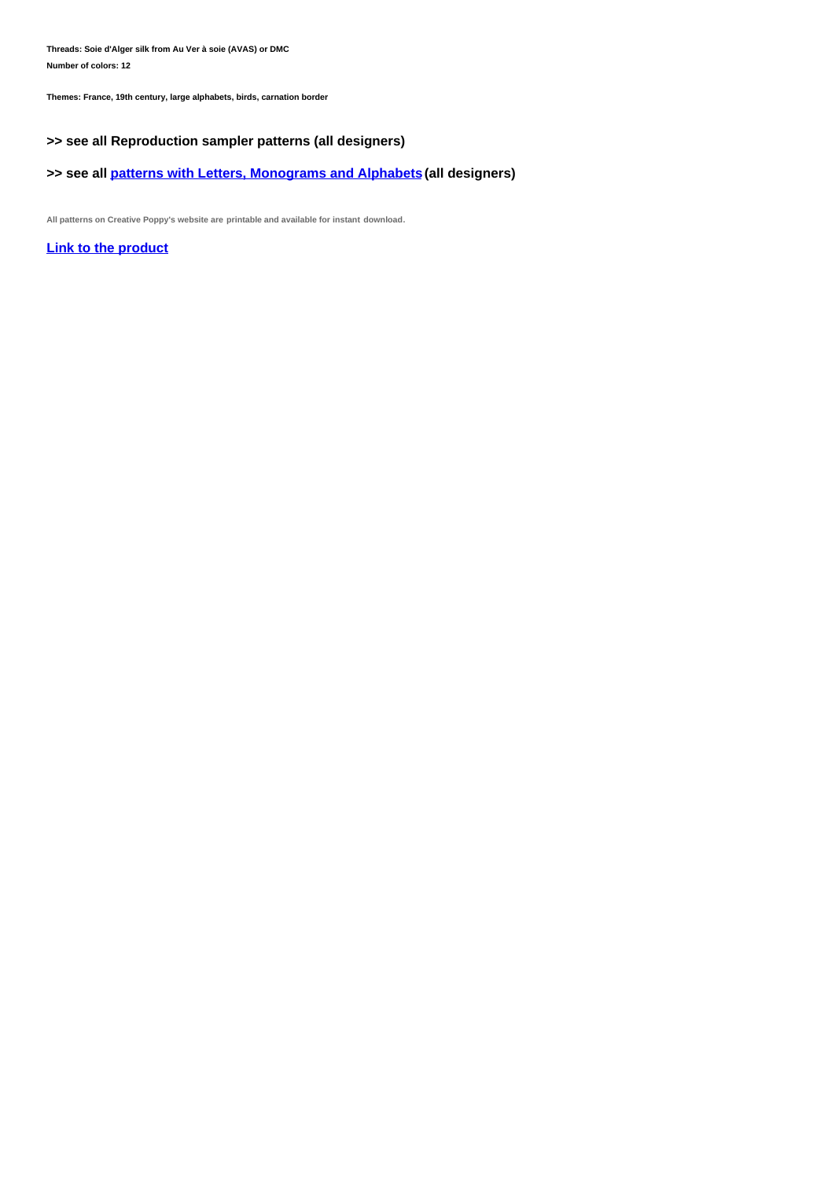**Threads: Soie d'Alger silk from Au Ver à soie (AVAS) or DMC**

**Number of colors: 12**

**Themes: France, 19th century, large alphabets, birds, carnation border**

### >> see all Reproduction sampler patterns (all designers)

### >> see all [patterns with Letters, Monograms and Alphabets](#) (all designers)

All patterns on Creative Poppy's website are printable and available for instant download.

**[Link to the product](#)**